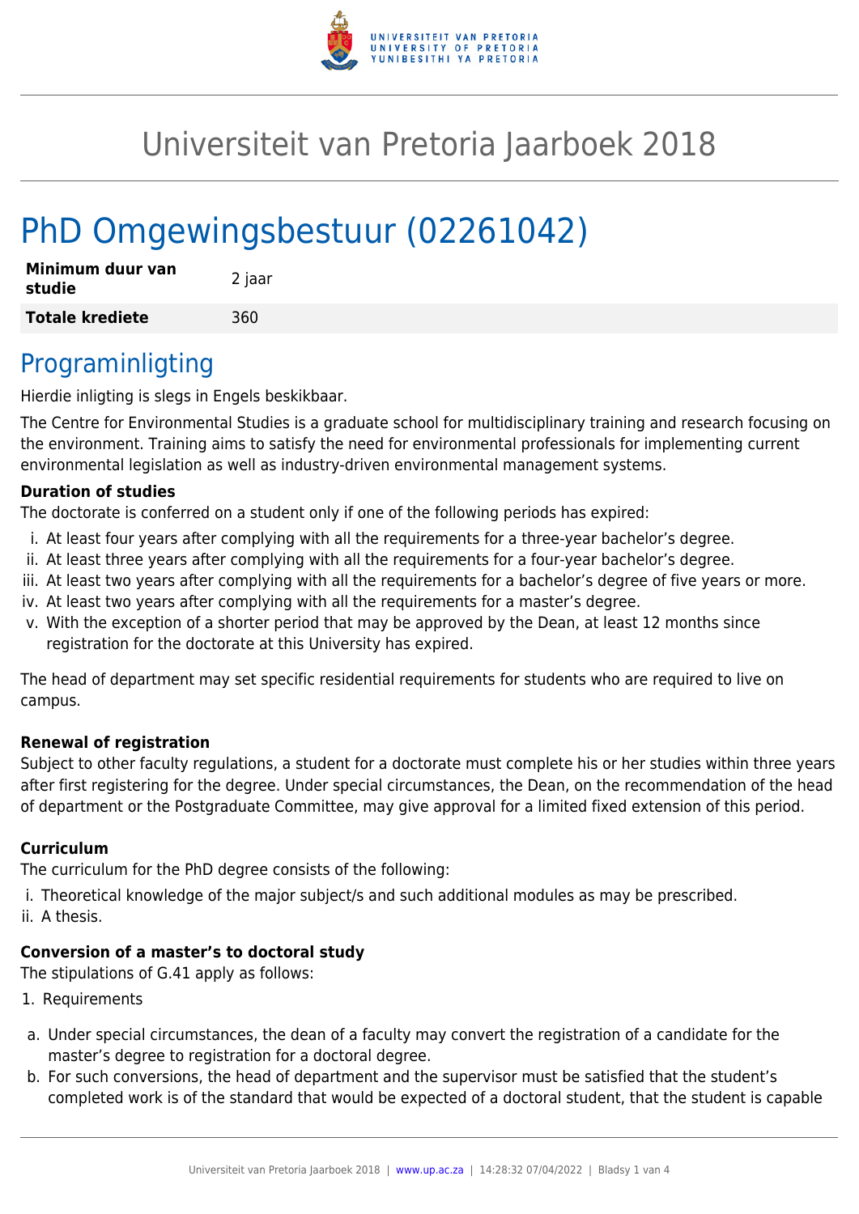# Universiteit van Pretoria Jaarboek 2018

# PhD Omgewingsbestuur (02261042)

| **Minimum duur van studie** | 2 jaar |
|---|---|
| **Totale krediete** | 360 |

## Programinligting

Hierdie inligting is slegs in Engels beskikbaar.

The Centre for Environmental Studies is a graduate school for multidisciplinary training and research focusing on the environment. Training aims to satisfy the need for environmental professionals for implementing current environmental legislation as well as industry-driven environmental management systems.

**Duration of studies**

The doctorate is conferred on a student only if one of the following periods has expired:

i. At least four years after complying with all the requirements for a three-year bachelor's degree.
ii. At least three years after complying with all the requirements for a four-year bachelor's degree.
iii. At least two years after complying with all the requirements for a bachelor's degree of five years or more.
iv. At least two years after complying with all the requirements for a master's degree.
v. With the exception of a shorter period that may be approved by the Dean, at least 12 months since registration for the doctorate at this University has expired.

The head of department may set specific residential requirements for students who are required to live on campus.

**Renewal of registration**

Subject to other faculty regulations, a student for a doctorate must complete his or her studies within three years after first registering for the degree. Under special circumstances, the Dean, on the recommendation of the head of department or the Postgraduate Committee, may give approval for a limited fixed extension of this period.

**Curriculum**

The curriculum for the PhD degree consists of the following:

i. Theoretical knowledge of the major subject/s and such additional modules as may be prescribed.
ii. A thesis.

**Conversion of a master's to doctoral study**

The stipulations of G.41 apply as follows:

1. Requirements

a. Under special circumstances, the dean of a faculty may convert the registration of a candidate for the master's degree to registration for a doctoral degree.
b. For such conversions, the head of department and the supervisor must be satisfied that the student's completed work is of the standard that would be expected of a doctoral student, that the student is capable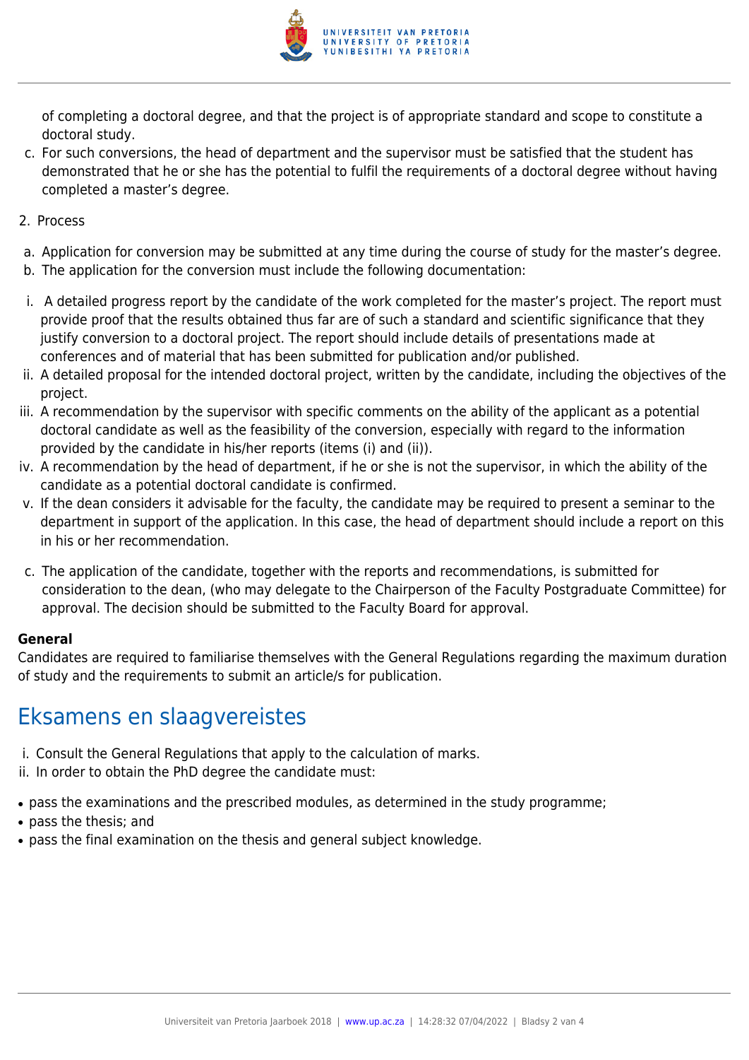of completing a doctoral degree, and that the project is of appropriate standard and scope to constitute a doctoral study.

c. For such conversions, the head of department and the supervisor must be satisfied that the student has demonstrated that he or she has the potential to fulfil the requirements of a doctoral degree without having completed a master's degree.

2. Process

a. Application for conversion may be submitted at any time during the course of study for the master's degree.
b. The application for the conversion must include the following documentation:

i. A detailed progress report by the candidate of the work completed for the master's project. The report must provide proof that the results obtained thus far are of such a standard and scientific significance that they justify conversion to a doctoral project. The report should include details of presentations made at conferences and of material that has been submitted for publication and/or published.
ii. A detailed proposal for the intended doctoral project, written by the candidate, including the objectives of the project.
iii. A recommendation by the supervisor with specific comments on the ability of the applicant as a potential doctoral candidate as well as the feasibility of the conversion, especially with regard to the information provided by the candidate in his/her reports (items (i) and (ii)).
iv. A recommendation by the head of department, if he or she is not the supervisor, in which the ability of the candidate as a potential doctoral candidate is confirmed.
v. If the dean considers it advisable for the faculty, the candidate may be required to present a seminar to the department in support of the application. In this case, the head of department should include a report on this in his or her recommendation.

c. The application of the candidate, together with the reports and recommendations, is submitted for consideration to the dean, (who may delegate to the Chairperson of the Faculty Postgraduate Committee) for approval. The decision should be submitted to the Faculty Board for approval.

**General**

Candidates are required to familiarise themselves with the General Regulations regarding the maximum duration of study and the requirements to submit an article/s for publication.

## Eksamens en slaagvereistes

i. Consult the General Regulations that apply to the calculation of marks.
ii. In order to obtain the PhD degree the candidate must:

- pass the examinations and the prescribed modules, as determined in the study programme;
- pass the thesis; and
- pass the final examination on the thesis and general subject knowledge.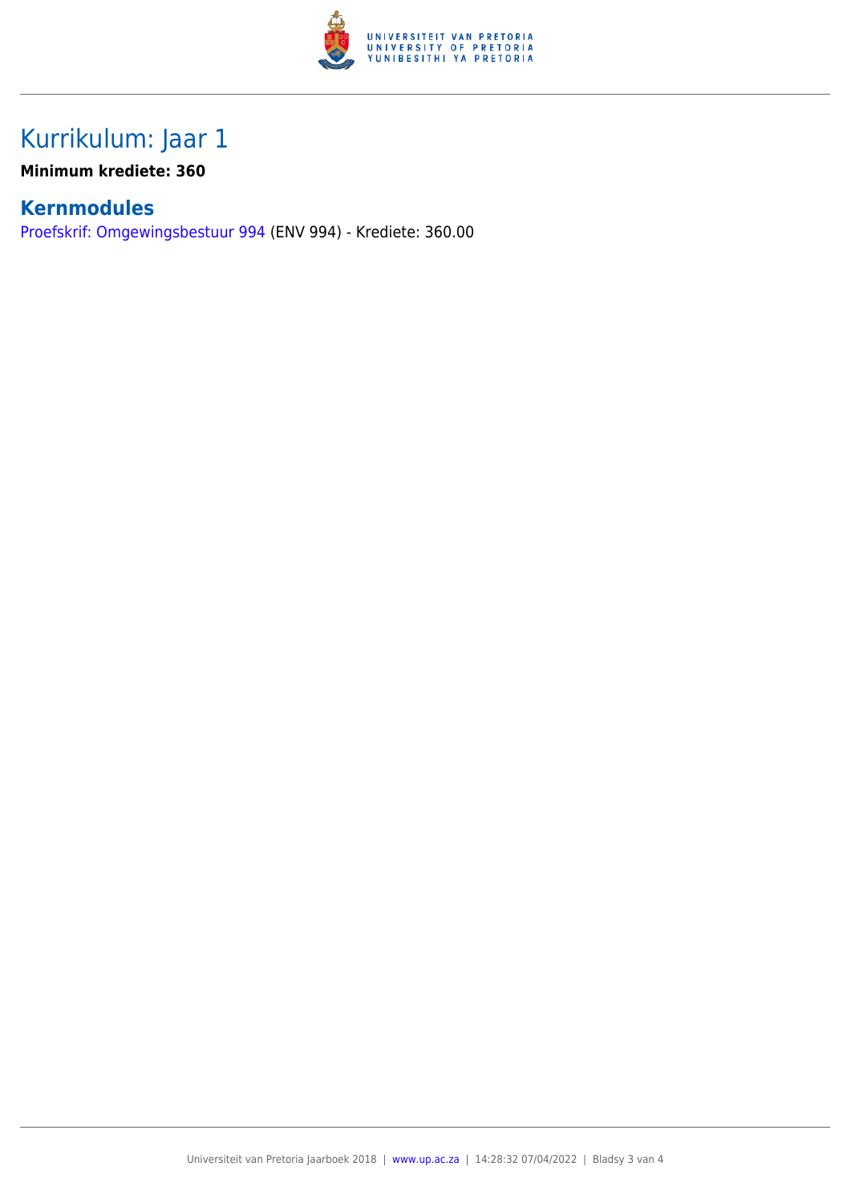# Kurrikulum: Jaar 1

**Minimum krediete: 360**

## Kernmodules

Proefskrif: Omgewingsbestuur 994 (ENV 994) - Krediete: 360.00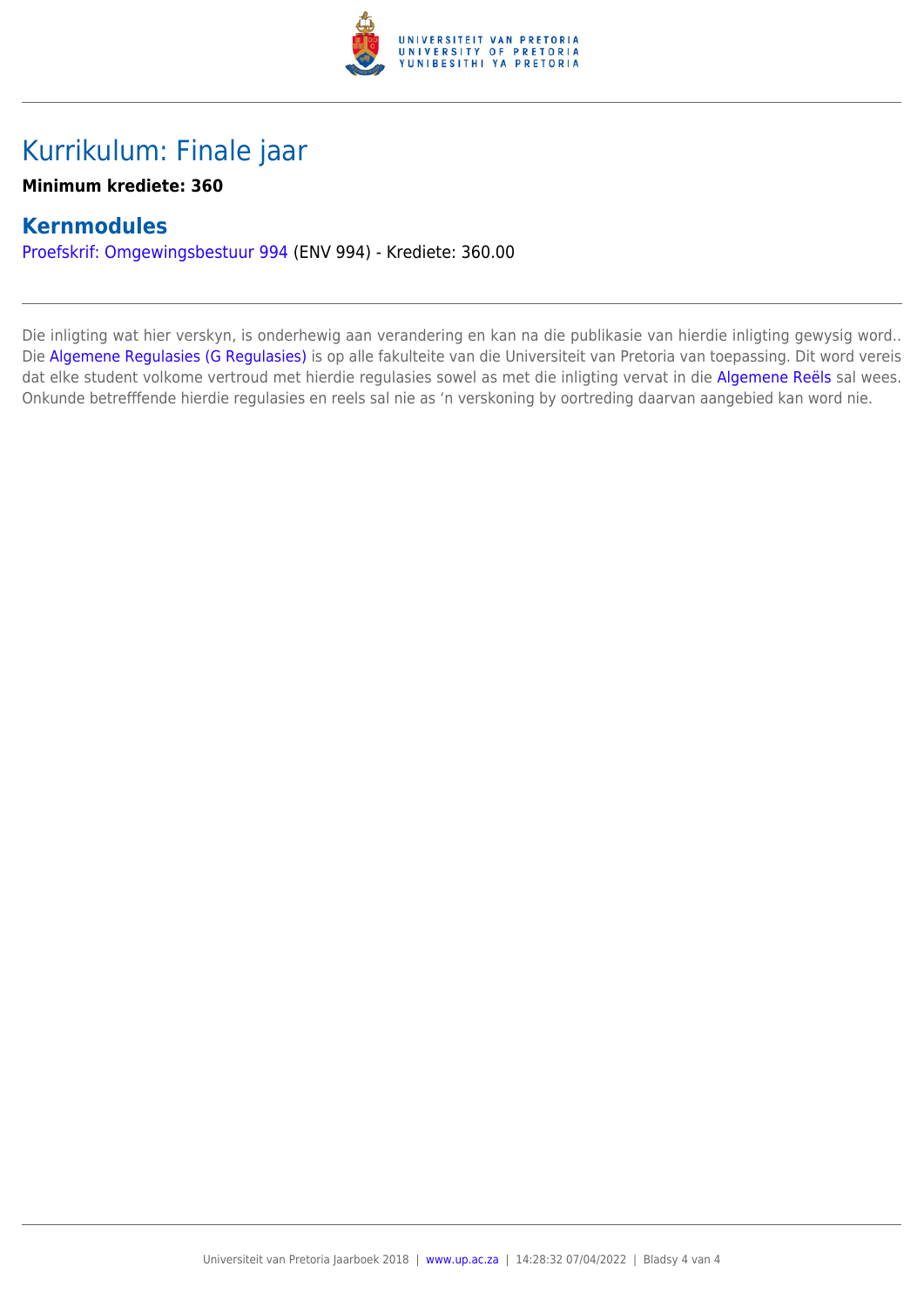## Kurrikulum: Finale jaar

**Minimum krediete: 360**

### Kernmodules

Proefskrif: Omgewingsbestuur 994 (ENV 994) - Krediete: 360.00

---

Die inligting wat hier verskyn, is onderhewig aan verandering en kan na die publikasie van hierdie inligting gewysig word.. Die Algemene Regulasies (G Regulasies) is op alle fakulteite van die Universiteit van Pretoria van toepassing. Dit word vereis dat elke student volkome vertroud met hierdie regulasies sowel as met die inligting vervat in die Algemene Reëls sal wees. Onkunde betrefffende hierdie regulasies en reels sal nie as 'n verskoning by oortreding daarvan aangebied kan word nie.